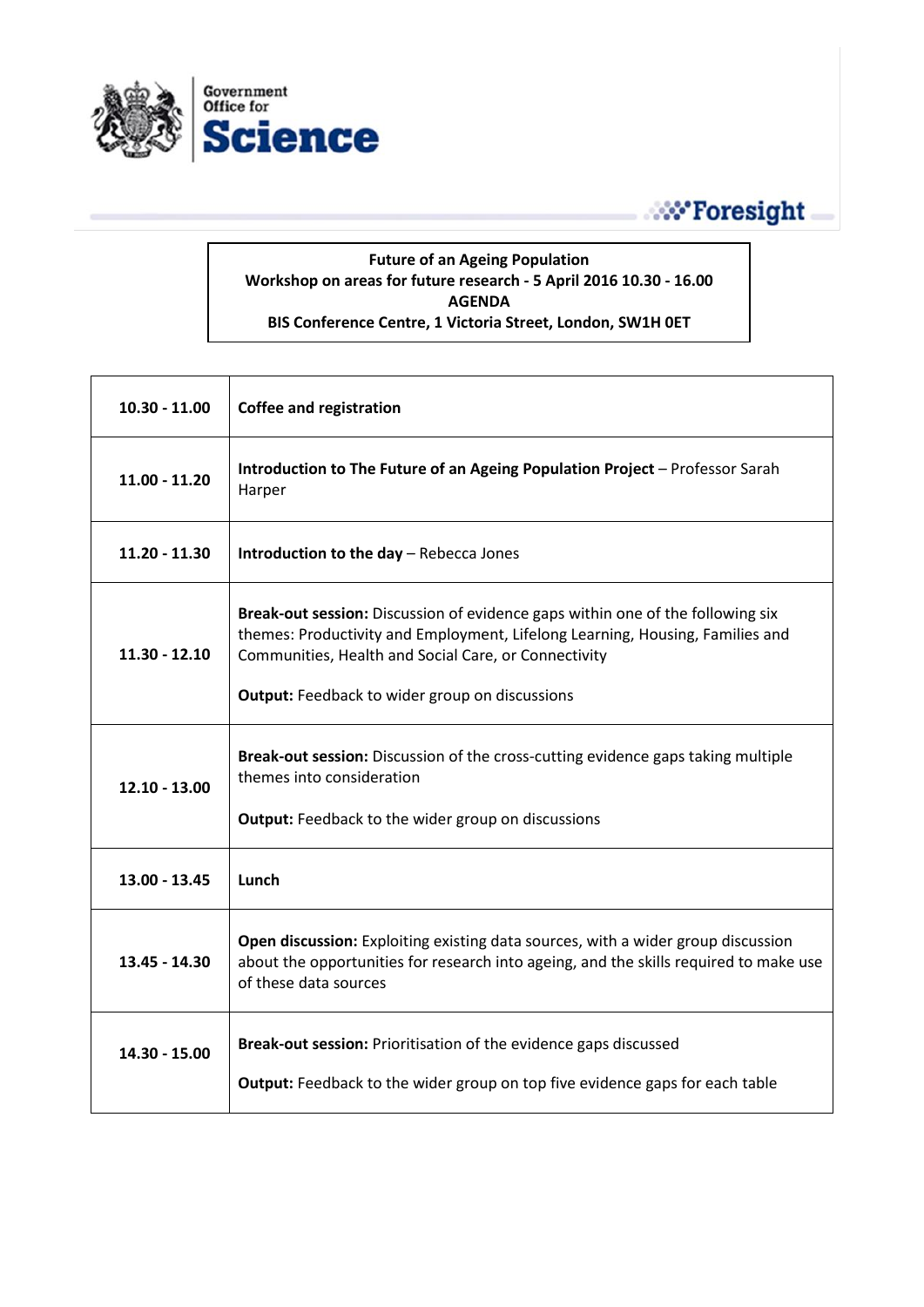Government Office for Science

Foresight

**Future of an Ageing Population**
**Workshop on areas for future research - 5 April 2016 10.30 - 16.00**
**AGENDA**
**BIS Conference Centre, 1 Victoria Street, London, SW1H 0ET**

| | |
|---|---|
| **10.30 - 11.00** | **Coffee and registration** |
| **11.00 - 11.20** | **Introduction to The Future of an Ageing Population Project** – Professor Sarah Harper |
| **11.20 - 11.30** | **Introduction to the day** – Rebecca Jones |
| **11.30 - 12.10** | **Break-out session:** Discussion of evidence gaps within one of the following six themes: Productivity and Employment, Lifelong Learning, Housing, Families and Communities, Health and Social Care, or Connectivity<br><br>**Output:** Feedback to wider group on discussions |
| **12.10 - 13.00** | **Break-out session:** Discussion of the cross-cutting evidence gaps taking multiple themes into consideration<br><br>**Output:** Feedback to the wider group on discussions |
| **13.00 - 13.45** | **Lunch** |
| **13.45 - 14.30** | **Open discussion:** Exploiting existing data sources, with a wider group discussion about the opportunities for research into ageing, and the skills required to make use of these data sources |
| **14.30 - 15.00** | **Break-out session:** Prioritisation of the evidence gaps discussed<br><br>**Output:** Feedback to the wider group on top five evidence gaps for each table |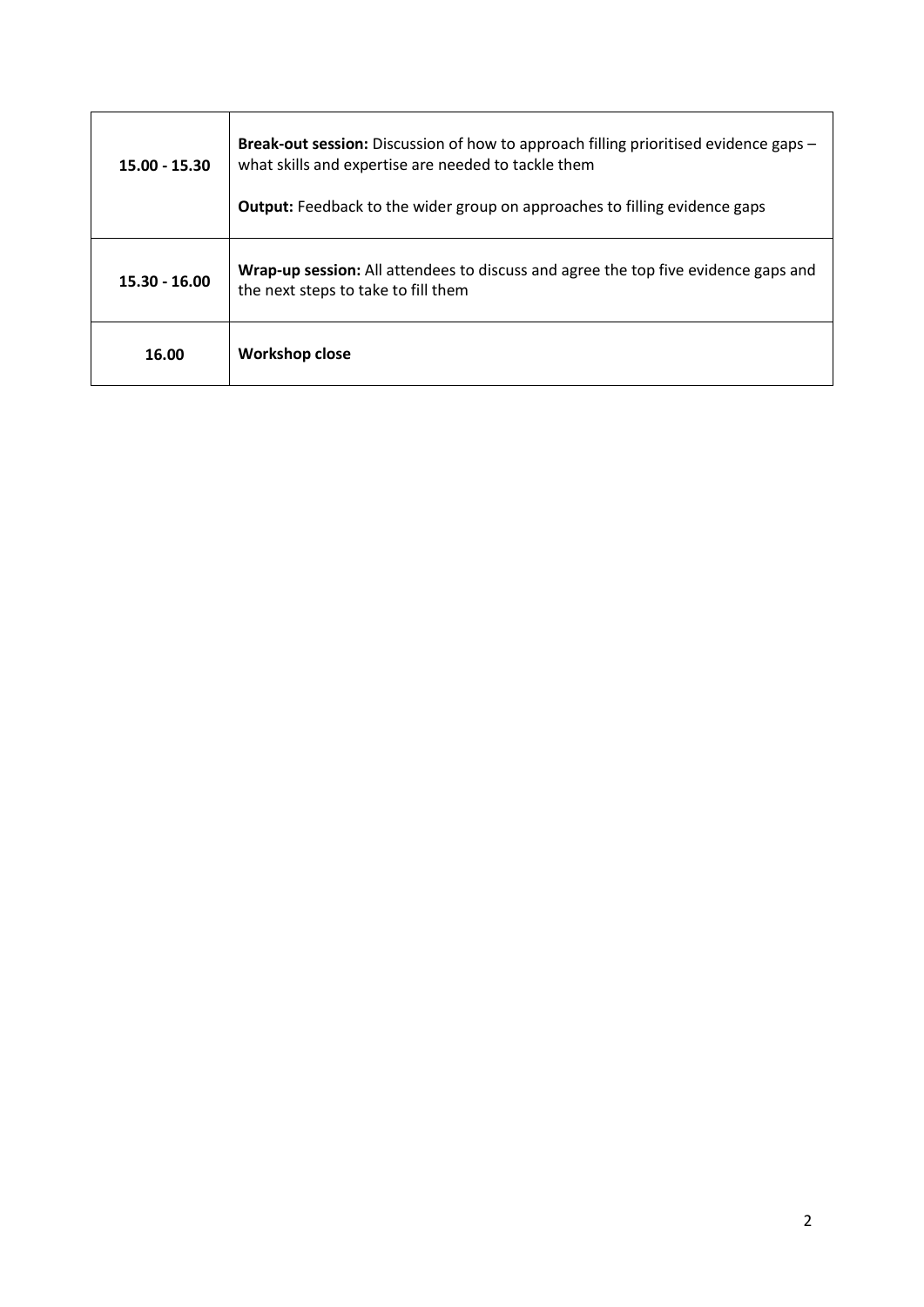| | |
|---|---|
| **15.00 - 15.30** | **Break-out session:** Discussion of how to approach filling prioritised evidence gaps – what skills and expertise are needed to tackle them<br><br>**Output:** Feedback to the wider group on approaches to filling evidence gaps |
| **15.30 - 16.00** | **Wrap-up session:** All attendees to discuss and agree the top five evidence gaps and the next steps to take to fill them |
| **16.00** | **Workshop close** |